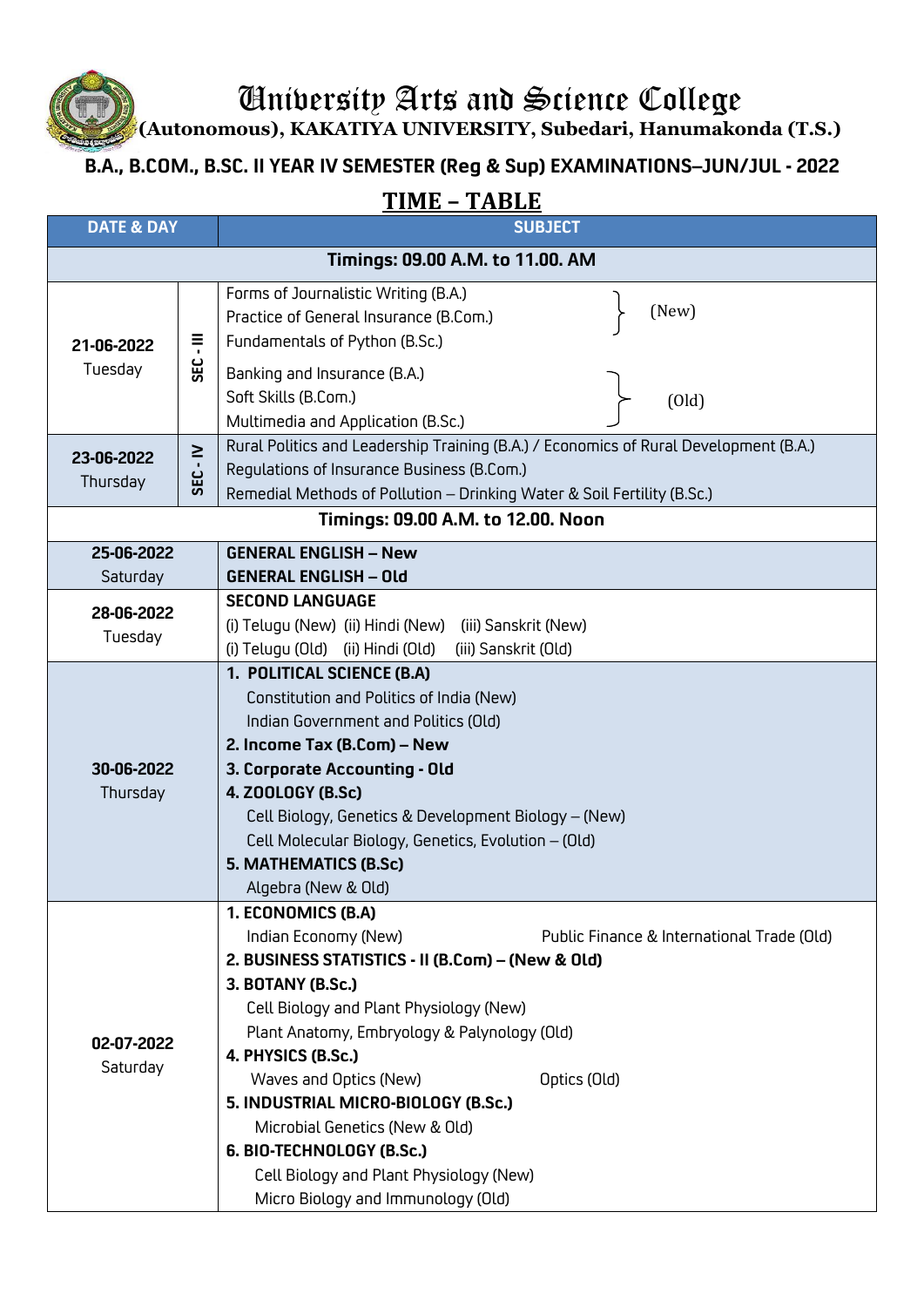# University Arts and Science College

**(Autonomous), KAKATIYA UNIVERSITY, Subedari, Hanumakonda (T.S.)**

**B.A., B.COM., B.SC. II YEAR IV SEMESTER (Reg & Sup) EXAMINATIONS–JUN/JUL - 2022**

## TIME – TABLE

| DATE & DAY | | SUBJECT |
|---|---|---|
| **Timings: 09.00 A.M. to 11.00. AM** | | |
| **21-06-2022** Tuesday | SEC - III | Forms of Journalistic Writing (B.A.)<br>Practice of General Insurance (B.Com.)<br>Fundamentals of Python (B.Sc.) (New)<br><br>Banking and Insurance (B.A.)<br>Soft Skills (B.Com.)<br>Multimedia and Application (B.Sc.) (Old) |
| **23-06-2022** Thursday | SEC - IV | Rural Politics and Leadership Training (B.A.) / Economics of Rural Development (B.A.)<br>Regulations of Insurance Business (B.Com.)<br>Remedial Methods of Pollution – Drinking Water & Soil Fertility (B.Sc.) |
| **Timings: 09.00 A.M. to 12.00. Noon** | | |
| **25-06-2022** Saturday | | **GENERAL ENGLISH – New**<br>**GENERAL ENGLISH – Old** |
| **28-06-2022** Tuesday | | **SECOND LANGUAGE**<br>(i) Telugu (New) (ii) Hindi (New) (iii) Sanskrit (New)<br>(i) Telugu (Old) (ii) Hindi (Old) (iii) Sanskrit (Old) |
| **30-06-2022** Thursday | | **1. POLITICAL SCIENCE (B.A)**<br>Constitution and Politics of India (New)<br>Indian Government and Politics (Old)<br>**2. Income Tax (B.Com) – New**<br>**3. Corporate Accounting - Old**<br>**4. ZOOLOGY (B.Sc)**<br>Cell Biology, Genetics & Development Biology – (New)<br>Cell Molecular Biology, Genetics, Evolution – (Old)<br>**5. MATHEMATICS (B.Sc)**<br>Algebra (New & Old) |
| **02-07-2022** Saturday | | **1. ECONOMICS (B.A)**<br>Indian Economy (New) Public Finance & International Trade (Old)<br>**2. BUSINESS STATISTICS - II (B.Com) – (New & Old)**<br>**3. BOTANY (B.Sc.)**<br>Cell Biology and Plant Physiology (New)<br>Plant Anatomy, Embryology & Palynology (Old)<br>**4. PHYSICS (B.Sc.)**<br>Waves and Optics (New) Optics (Old)<br>**5. INDUSTRIAL MICRO-BIOLOGY (B.Sc.)**<br>Microbial Genetics (New & Old)<br>**6. BIO-TECHNOLOGY (B.Sc.)**<br>Cell Biology and Plant Physiology (New)<br>Micro Biology and Immunology (Old) |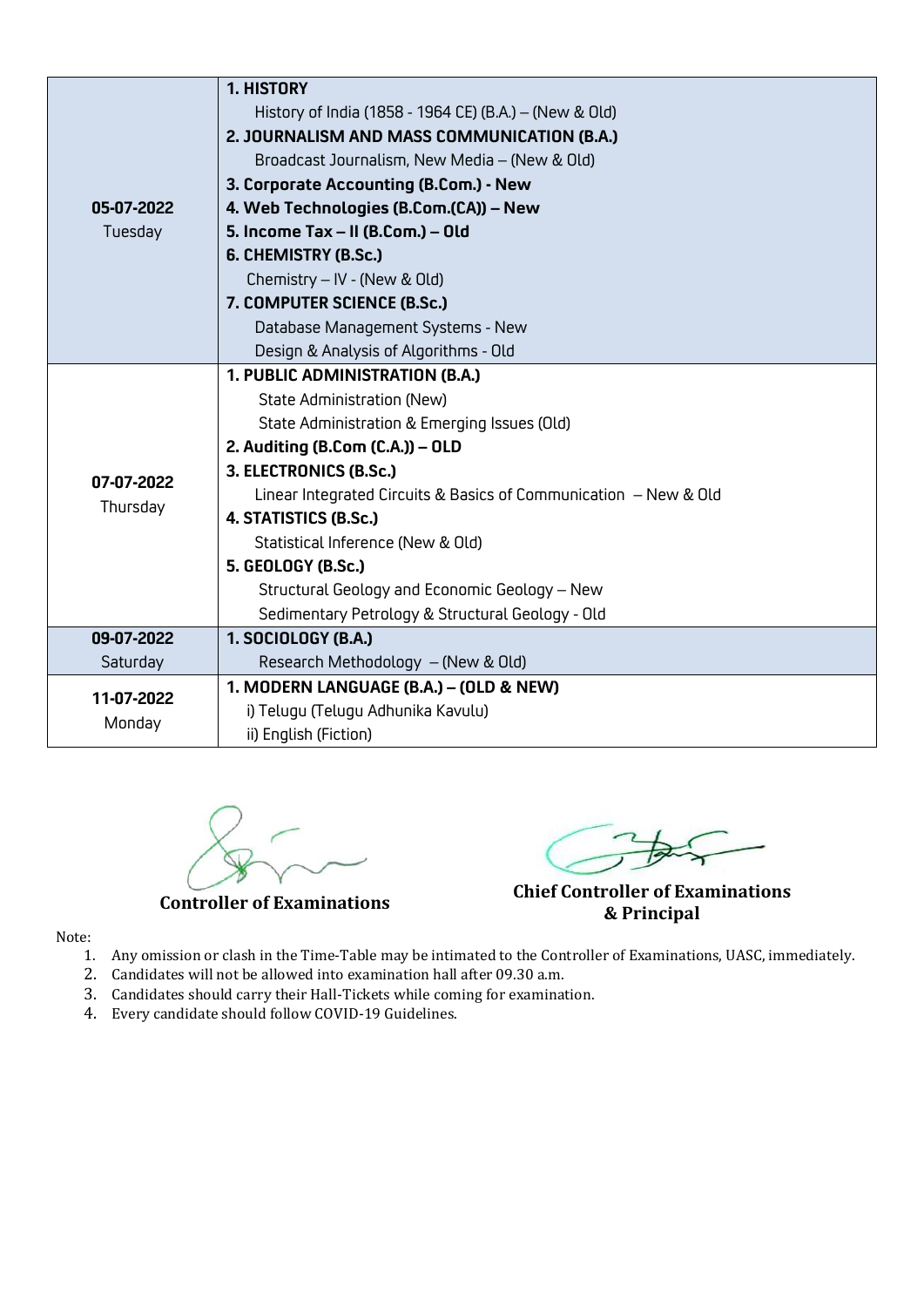| | |
|---|---|
| **05-07-2022**<br>Tuesday | **1. HISTORY**<br>History of India (1858 - 1964 CE) (B.A.) – (New & Old)<br>**2. JOURNALISM AND MASS COMMUNICATION (B.A.)**<br>Broadcast Journalism, New Media – (New & Old)<br>**3. Corporate Accounting (B.Com.) - New**<br>**4. Web Technologies (B.Com.(CA)) – New**<br>**5. Income Tax – II (B.Com.) – Old**<br>**6. CHEMISTRY (B.Sc.)**<br>Chemistry – IV - (New & Old)<br>**7. COMPUTER SCIENCE (B.Sc.)**<br>Database Management Systems - New<br>Design & Analysis of Algorithms - Old |
| **07-07-2022**<br>Thursday | **1. PUBLIC ADMINISTRATION (B.A.)**<br>State Administration (New)<br>State Administration & Emerging Issues (Old)<br>**2. Auditing (B.Com (C.A.)) – OLD**<br>**3. ELECTRONICS (B.Sc.)**<br>Linear Integrated Circuits & Basics of Communication – New & Old<br>**4. STATISTICS (B.Sc.)**<br>Statistical Inference (New & Old)<br>**5. GEOLOGY (B.Sc.)**<br>Structural Geology and Economic Geology – New<br>Sedimentary Petrology & Structural Geology - Old |
| **09-07-2022**<br>Saturday | **1. SOCIOLOGY (B.A.)**<br>Research Methodology – (New & Old) |
| **11-07-2022**<br>Monday | **1. MODERN LANGUAGE (B.A.) – (OLD & NEW)**<br>i) Telugu (Telugu Adhunika Kavulu)<br>ii) English (Fiction) |

**Controller of Examinations**

**Chief Controller of Examinations & Principal**

Note:

1. Any omission or clash in the Time-Table may be intimated to the Controller of Examinations, UASC, immediately.
2. Candidates will not be allowed into examination hall after 09.30 a.m.
3. Candidates should carry their Hall-Tickets while coming for examination.
4. Every candidate should follow COVID-19 Guidelines.